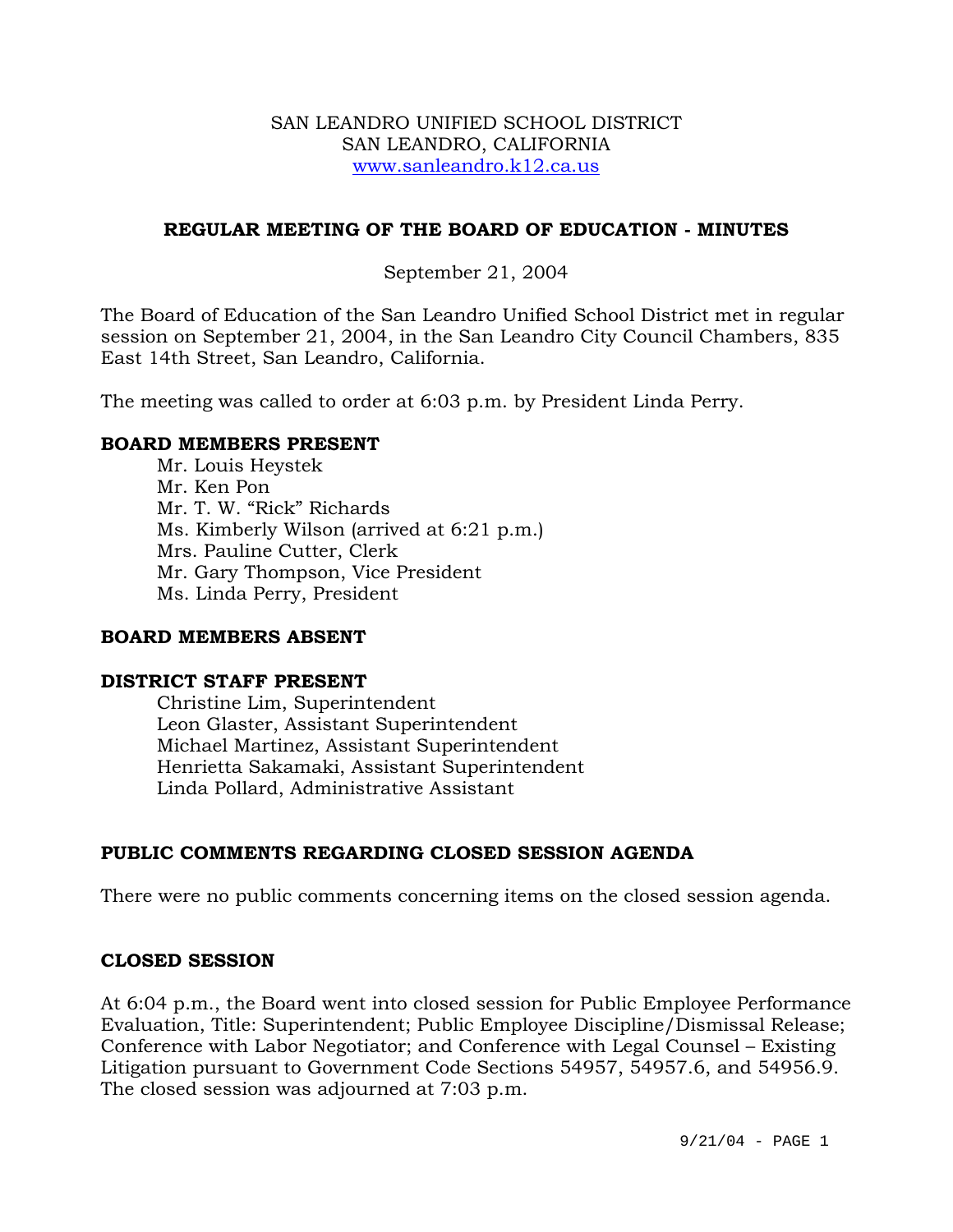SAN LEANDRO UNIFIED SCHOOL DISTRICT
SAN LEANDRO, CALIFORNIA
www.sanleandro.k12.ca.us

## REGULAR MEETING OF THE BOARD OF EDUCATION - MINUTES

September 21, 2004

The Board of Education of the San Leandro Unified School District met in regular session on September 21, 2004, in the San Leandro City Council Chambers, 835 East 14th Street, San Leandro, California.

The meeting was called to order at 6:03 p.m. by President Linda Perry.

### BOARD MEMBERS PRESENT

Mr. Louis Heystek
Mr. Ken Pon
Mr. T. W. "Rick" Richards
Ms. Kimberly Wilson (arrived at 6:21 p.m.)
Mrs. Pauline Cutter, Clerk
Mr. Gary Thompson, Vice President
Ms. Linda Perry, President

### BOARD MEMBERS ABSENT

### DISTRICT STAFF PRESENT

Christine Lim, Superintendent
Leon Glaster, Assistant Superintendent
Michael Martinez, Assistant Superintendent
Henrietta Sakamaki, Assistant Superintendent
Linda Pollard, Administrative Assistant

### PUBLIC COMMENTS REGARDING CLOSED SESSION AGENDA

There were no public comments concerning items on the closed session agenda.

### CLOSED SESSION

At 6:04 p.m., the Board went into closed session for Public Employee Performance Evaluation, Title: Superintendent; Public Employee Discipline/Dismissal Release; Conference with Labor Negotiator; and Conference with Legal Counsel – Existing Litigation pursuant to Government Code Sections 54957, 54957.6, and 54956.9. The closed session was adjourned at 7:03 p.m.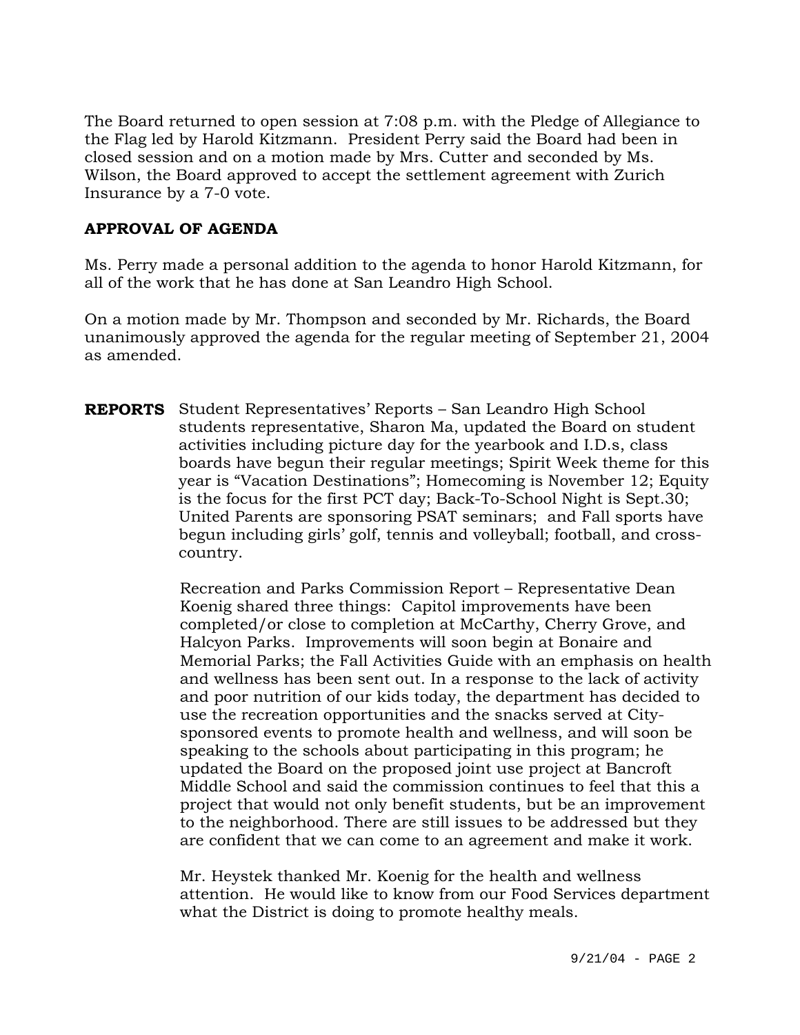The Board returned to open session at 7:08 p.m. with the Pledge of Allegiance to the Flag led by Harold Kitzmann. President Perry said the Board had been in closed session and on a motion made by Mrs. Cutter and seconded by Ms. Wilson, the Board approved to accept the settlement agreement with Zurich Insurance by a 7-0 vote.

**APPROVAL OF AGENDA**

Ms. Perry made a personal addition to the agenda to honor Harold Kitzmann, for all of the work that he has done at San Leandro High School.

On a motion made by Mr. Thompson and seconded by Mr. Richards, the Board unanimously approved the agenda for the regular meeting of September 21, 2004 as amended.

**REPORTS** Student Representatives' Reports – San Leandro High School students representative, Sharon Ma, updated the Board on student activities including picture day for the yearbook and I.D.s, class boards have begun their regular meetings; Spirit Week theme for this year is "Vacation Destinations"; Homecoming is November 12; Equity is the focus for the first PCT day; Back-To-School Night is Sept.30; United Parents are sponsoring PSAT seminars; and Fall sports have begun including girls' golf, tennis and volleyball; football, and cross-country.

Recreation and Parks Commission Report – Representative Dean Koenig shared three things: Capitol improvements have been completed/or close to completion at McCarthy, Cherry Grove, and Halcyon Parks. Improvements will soon begin at Bonaire and Memorial Parks; the Fall Activities Guide with an emphasis on health and wellness has been sent out. In a response to the lack of activity and poor nutrition of our kids today, the department has decided to use the recreation opportunities and the snacks served at City-sponsored events to promote health and wellness, and will soon be speaking to the schools about participating in this program; he updated the Board on the proposed joint use project at Bancroft Middle School and said the commission continues to feel that this a project that would not only benefit students, but be an improvement to the neighborhood. There are still issues to be addressed but they are confident that we can come to an agreement and make it work.

Mr. Heystek thanked Mr. Koenig for the health and wellness attention. He would like to know from our Food Services department what the District is doing to promote healthy meals.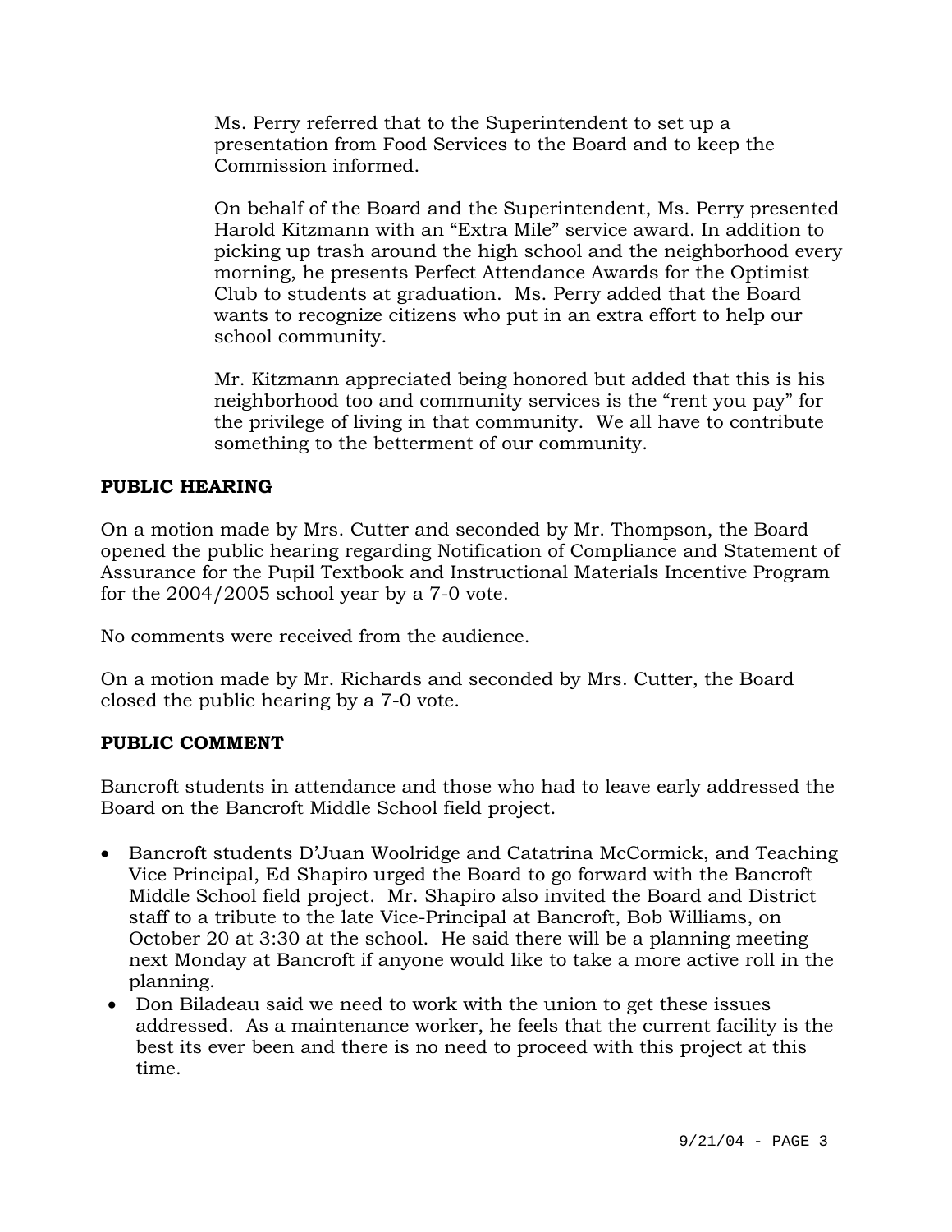Ms. Perry referred that to the Superintendent to set up a presentation from Food Services to the Board and to keep the Commission informed.

On behalf of the Board and the Superintendent, Ms. Perry presented Harold Kitzmann with an "Extra Mile" service award. In addition to picking up trash around the high school and the neighborhood every morning, he presents Perfect Attendance Awards for the Optimist Club to students at graduation. Ms. Perry added that the Board wants to recognize citizens who put in an extra effort to help our school community.

Mr. Kitzmann appreciated being honored but added that this is his neighborhood too and community services is the "rent you pay" for the privilege of living in that community. We all have to contribute something to the betterment of our community.

**PUBLIC HEARING**

On a motion made by Mrs. Cutter and seconded by Mr. Thompson, the Board opened the public hearing regarding Notification of Compliance and Statement of Assurance for the Pupil Textbook and Instructional Materials Incentive Program for the 2004/2005 school year by a 7-0 vote.

No comments were received from the audience.

On a motion made by Mr. Richards and seconded by Mrs. Cutter, the Board closed the public hearing by a 7-0 vote.

**PUBLIC COMMENT**

Bancroft students in attendance and those who had to leave early addressed the Board on the Bancroft Middle School field project.

- Bancroft students D'Juan Woolridge and Catatrina McCormick, and Teaching Vice Principal, Ed Shapiro urged the Board to go forward with the Bancroft Middle School field project. Mr. Shapiro also invited the Board and District staff to a tribute to the late Vice-Principal at Bancroft, Bob Williams, on October 20 at 3:30 at the school. He said there will be a planning meeting next Monday at Bancroft if anyone would like to take a more active roll in the planning.
- Don Biladeau said we need to work with the union to get these issues addressed. As a maintenance worker, he feels that the current facility is the best its ever been and there is no need to proceed with this project at this time.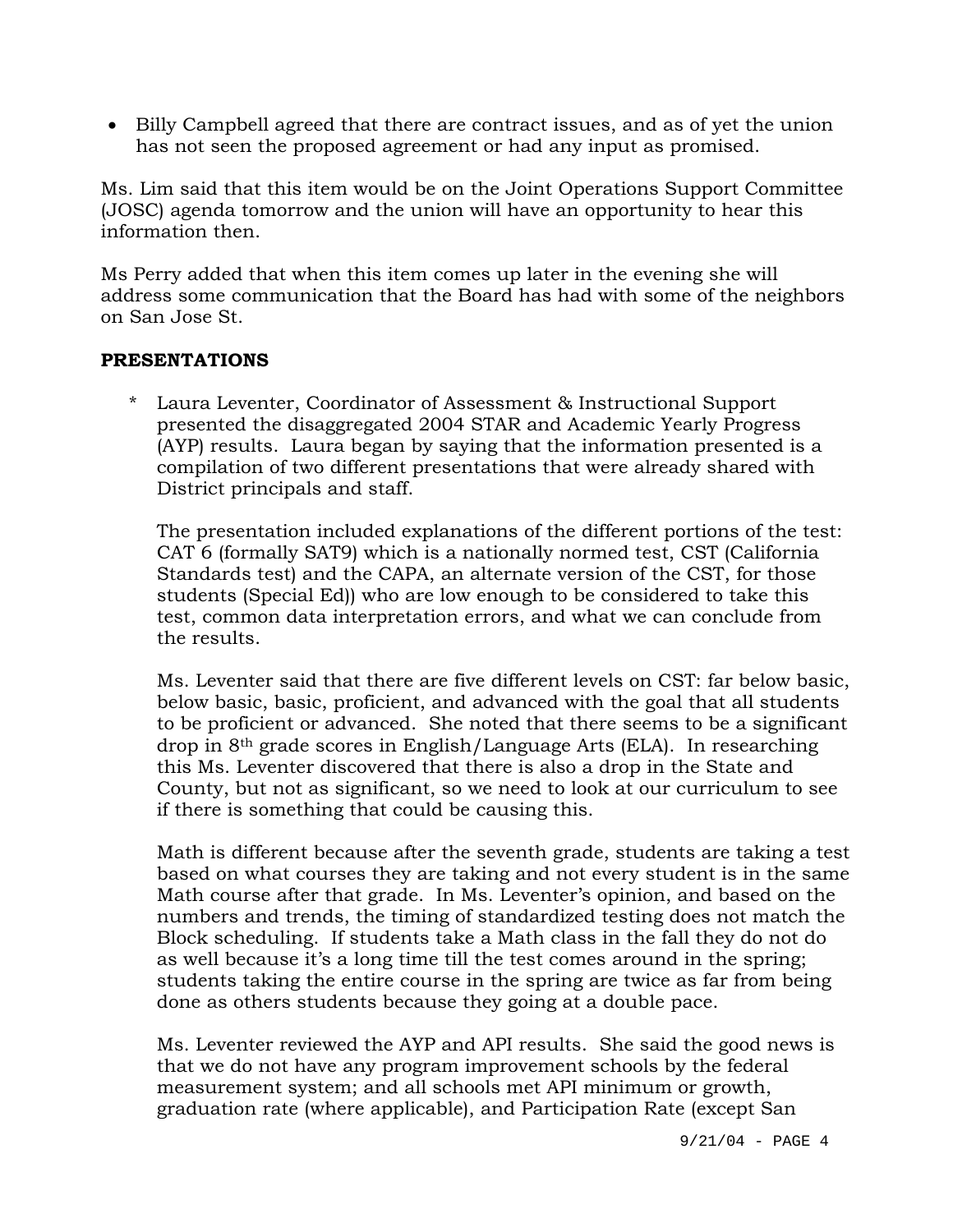- Billy Campbell agreed that there are contract issues, and as of yet the union has not seen the proposed agreement or had any input as promised.

Ms. Lim said that this item would be on the Joint Operations Support Committee (JOSC) agenda tomorrow and the union will have an opportunity to hear this information then.

Ms Perry added that when this item comes up later in the evening she will address some communication that the Board has had with some of the neighbors on San Jose St.

**PRESENTATIONS**

* Laura Leventer, Coordinator of Assessment & Instructional Support presented the disaggregated 2004 STAR and Academic Yearly Progress (AYP) results. Laura began by saying that the information presented is a compilation of two different presentations that were already shared with District principals and staff.

  The presentation included explanations of the different portions of the test: CAT 6 (formally SAT9) which is a nationally normed test, CST (California Standards test) and the CAPA, an alternate version of the CST, for those students (Special Ed)) who are low enough to be considered to take this test, common data interpretation errors, and what we can conclude from the results.

  Ms. Leventer said that there are five different levels on CST: far below basic, below basic, basic, proficient, and advanced with the goal that all students to be proficient or advanced. She noted that there seems to be a significant drop in 8th grade scores in English/Language Arts (ELA). In researching this Ms. Leventer discovered that there is also a drop in the State and County, but not as significant, so we need to look at our curriculum to see if there is something that could be causing this.

  Math is different because after the seventh grade, students are taking a test based on what courses they are taking and not every student is in the same Math course after that grade. In Ms. Leventer's opinion, and based on the numbers and trends, the timing of standardized testing does not match the Block scheduling. If students take a Math class in the fall they do not do as well because it's a long time till the test comes around in the spring; students taking the entire course in the spring are twice as far from being done as others students because they going at a double pace.

  Ms. Leventer reviewed the AYP and API results. She said the good news is that we do not have any program improvement schools by the federal measurement system; and all schools met API minimum or growth, graduation rate (where applicable), and Participation Rate (except San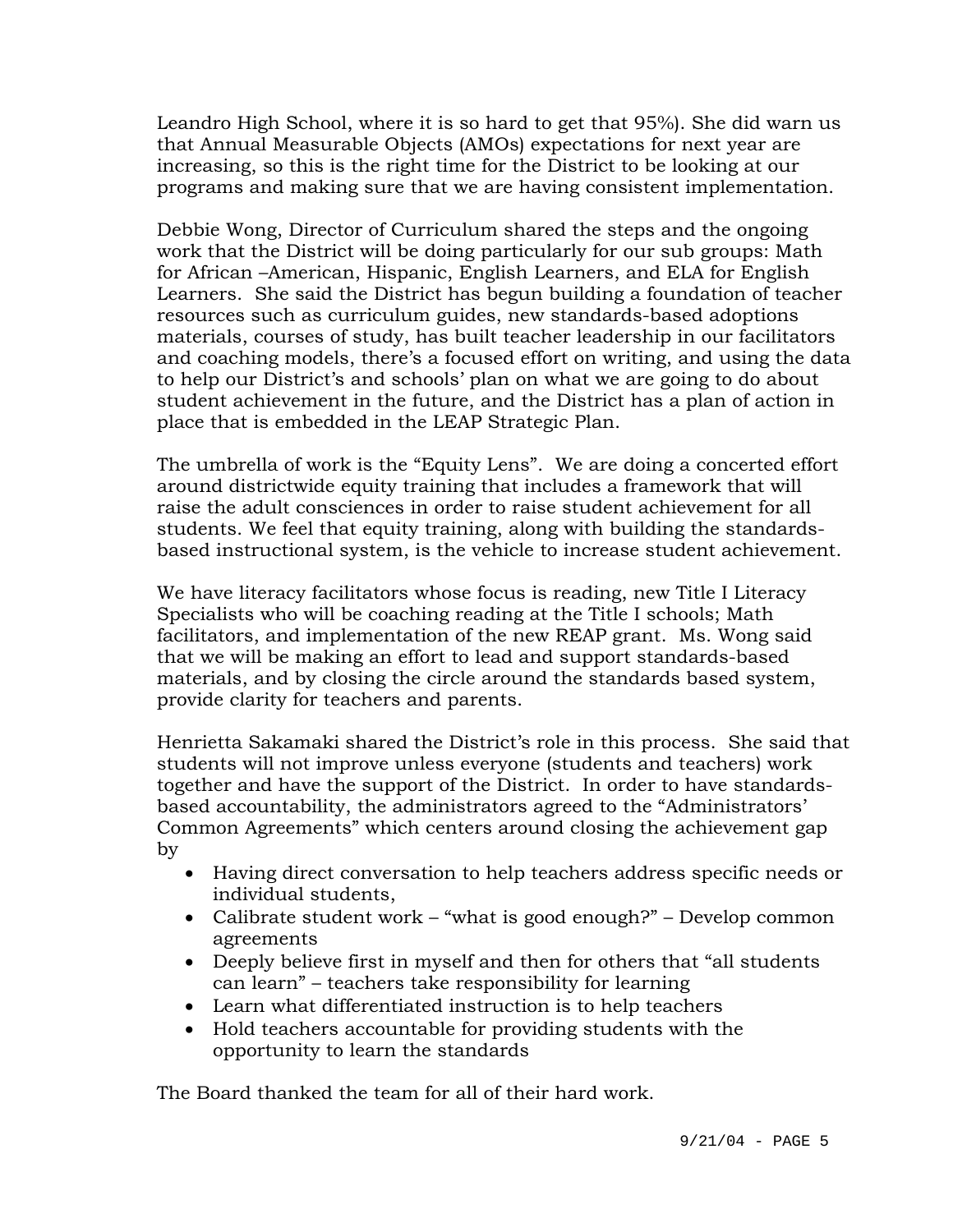Leandro High School, where it is so hard to get that 95%). She did warn us that Annual Measurable Objects (AMOs) expectations for next year are increasing, so this is the right time for the District to be looking at our programs and making sure that we are having consistent implementation.

Debbie Wong, Director of Curriculum shared the steps and the ongoing work that the District will be doing particularly for our sub groups: Math for African –American, Hispanic, English Learners, and ELA for English Learners. She said the District has begun building a foundation of teacher resources such as curriculum guides, new standards-based adoptions materials, courses of study, has built teacher leadership in our facilitators and coaching models, there's a focused effort on writing, and using the data to help our District's and schools' plan on what we are going to do about student achievement in the future, and the District has a plan of action in place that is embedded in the LEAP Strategic Plan.

The umbrella of work is the "Equity Lens". We are doing a concerted effort around districtwide equity training that includes a framework that will raise the adult consciences in order to raise student achievement for all students. We feel that equity training, along with building the standards-based instructional system, is the vehicle to increase student achievement.

We have literacy facilitators whose focus is reading, new Title I Literacy Specialists who will be coaching reading at the Title I schools; Math facilitators, and implementation of the new REAP grant. Ms. Wong said that we will be making an effort to lead and support standards-based materials, and by closing the circle around the standards based system, provide clarity for teachers and parents.

Henrietta Sakamaki shared the District's role in this process. She said that students will not improve unless everyone (students and teachers) work together and have the support of the District. In order to have standards-based accountability, the administrators agreed to the "Administrators' Common Agreements" which centers around closing the achievement gap by

- Having direct conversation to help teachers address specific needs or individual students,
- Calibrate student work – "what is good enough?" – Develop common agreements
- Deeply believe first in myself and then for others that "all students can learn" – teachers take responsibility for learning
- Learn what differentiated instruction is to help teachers
- Hold teachers accountable for providing students with the opportunity to learn the standards

The Board thanked the team for all of their hard work.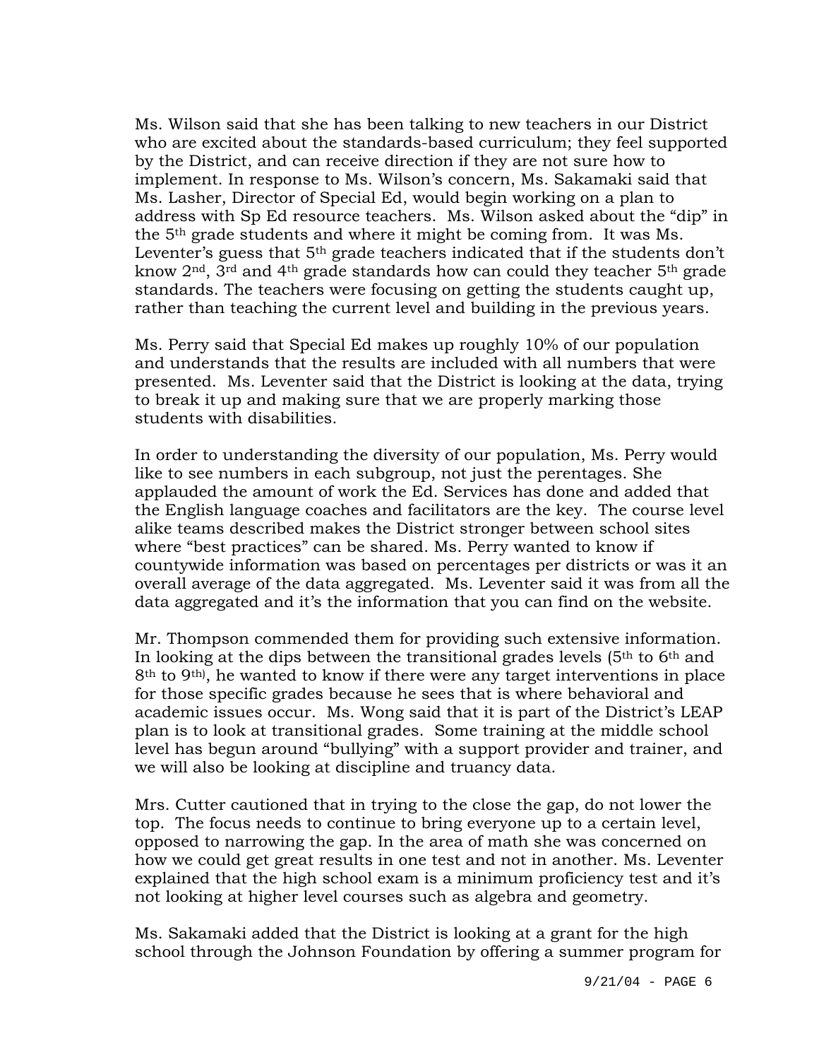Ms. Wilson said that she has been talking to new teachers in our District who are excited about the standards-based curriculum; they feel supported by the District, and can receive direction if they are not sure how to implement. In response to Ms. Wilson's concern, Ms. Sakamaki said that Ms. Lasher, Director of Special Ed, would begin working on a plan to address with Sp Ed resource teachers. Ms. Wilson asked about the "dip" in the 5th grade students and where it might be coming from. It was Ms. Leventer's guess that 5th grade teachers indicated that if the students don't know 2nd, 3rd and 4th grade standards how can could they teacher 5th grade standards. The teachers were focusing on getting the students caught up, rather than teaching the current level and building in the previous years.

Ms. Perry said that Special Ed makes up roughly 10% of our population and understands that the results are included with all numbers that were presented. Ms. Leventer said that the District is looking at the data, trying to break it up and making sure that we are properly marking those students with disabilities.

In order to understanding the diversity of our population, Ms. Perry would like to see numbers in each subgroup, not just the perentages. She applauded the amount of work the Ed. Services has done and added that the English language coaches and facilitators are the key. The course level alike teams described makes the District stronger between school sites where "best practices" can be shared. Ms. Perry wanted to know if countywide information was based on percentages per districts or was it an overall average of the data aggregated. Ms. Leventer said it was from all the data aggregated and it's the information that you can find on the website.

Mr. Thompson commended them for providing such extensive information. In looking at the dips between the transitional grades levels (5th to 6th and 8th to 9th), he wanted to know if there were any target interventions in place for those specific grades because he sees that is where behavioral and academic issues occur. Ms. Wong said that it is part of the District's LEAP plan is to look at transitional grades. Some training at the middle school level has begun around "bullying" with a support provider and trainer, and we will also be looking at discipline and truancy data.

Mrs. Cutter cautioned that in trying to the close the gap, do not lower the top. The focus needs to continue to bring everyone up to a certain level, opposed to narrowing the gap. In the area of math she was concerned on how we could get great results in one test and not in another. Ms. Leventer explained that the high school exam is a minimum proficiency test and it's not looking at higher level courses such as algebra and geometry.

Ms. Sakamaki added that the District is looking at a grant for the high school through the Johnson Foundation by offering a summer program for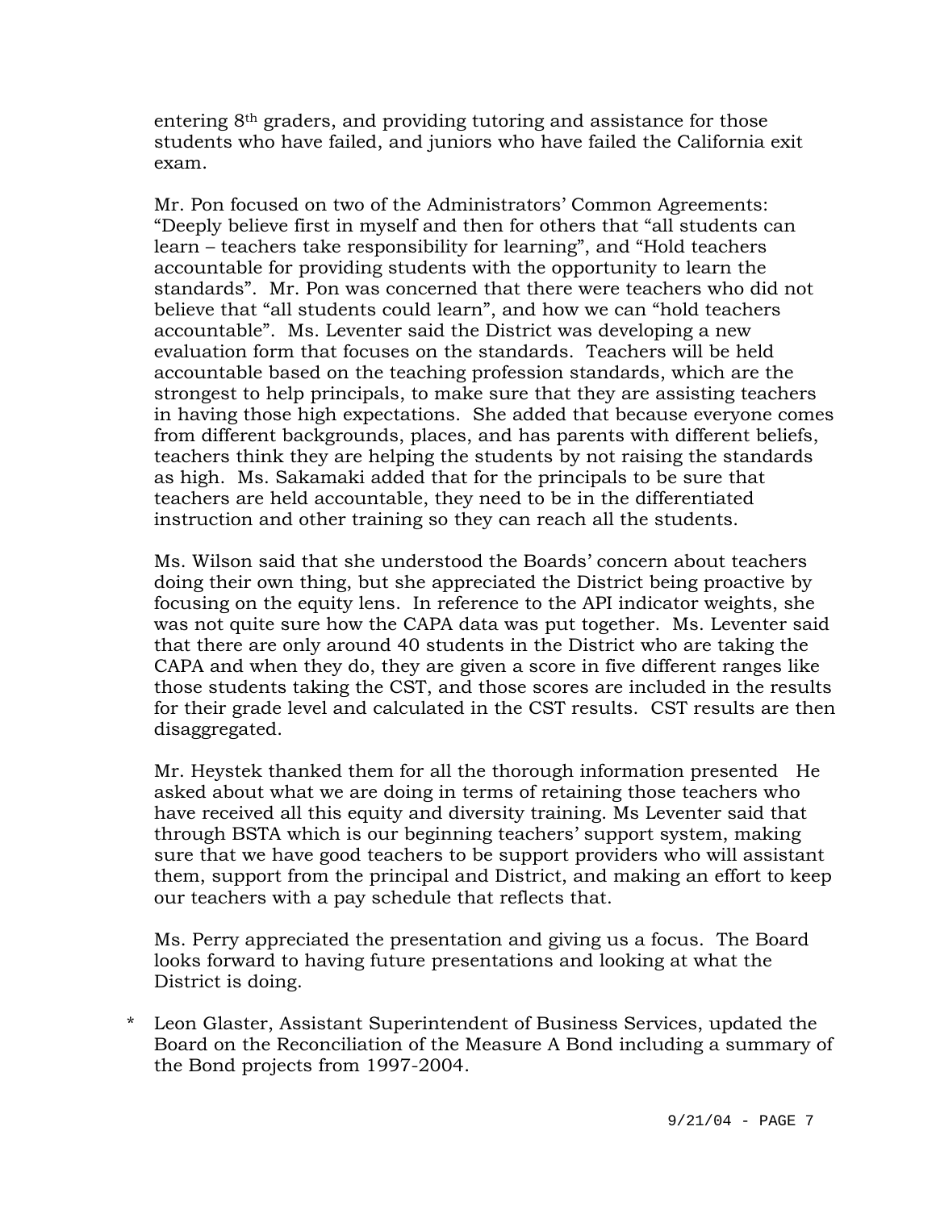entering 8th graders, and providing tutoring and assistance for those students who have failed, and juniors who have failed the California exit exam.

Mr. Pon focused on two of the Administrators' Common Agreements: "Deeply believe first in myself and then for others that "all students can learn – teachers take responsibility for learning", and "Hold teachers accountable for providing students with the opportunity to learn the standards". Mr. Pon was concerned that there were teachers who did not believe that "all students could learn", and how we can "hold teachers accountable". Ms. Leventer said the District was developing a new evaluation form that focuses on the standards. Teachers will be held accountable based on the teaching profession standards, which are the strongest to help principals, to make sure that they are assisting teachers in having those high expectations. She added that because everyone comes from different backgrounds, places, and has parents with different beliefs, teachers think they are helping the students by not raising the standards as high. Ms. Sakamaki added that for the principals to be sure that teachers are held accountable, they need to be in the differentiated instruction and other training so they can reach all the students.

Ms. Wilson said that she understood the Boards' concern about teachers doing their own thing, but she appreciated the District being proactive by focusing on the equity lens. In reference to the API indicator weights, she was not quite sure how the CAPA data was put together. Ms. Leventer said that there are only around 40 students in the District who are taking the CAPA and when they do, they are given a score in five different ranges like those students taking the CST, and those scores are included in the results for their grade level and calculated in the CST results. CST results are then disaggregated.

Mr. Heystek thanked them for all the thorough information presented He asked about what we are doing in terms of retaining those teachers who have received all this equity and diversity training. Ms Leventer said that through BSTA which is our beginning teachers' support system, making sure that we have good teachers to be support providers who will assistant them, support from the principal and District, and making an effort to keep our teachers with a pay schedule that reflects that.

Ms. Perry appreciated the presentation and giving us a focus. The Board looks forward to having future presentations and looking at what the District is doing.

* Leon Glaster, Assistant Superintendent of Business Services, updated the Board on the Reconciliation of the Measure A Bond including a summary of the Bond projects from 1997-2004.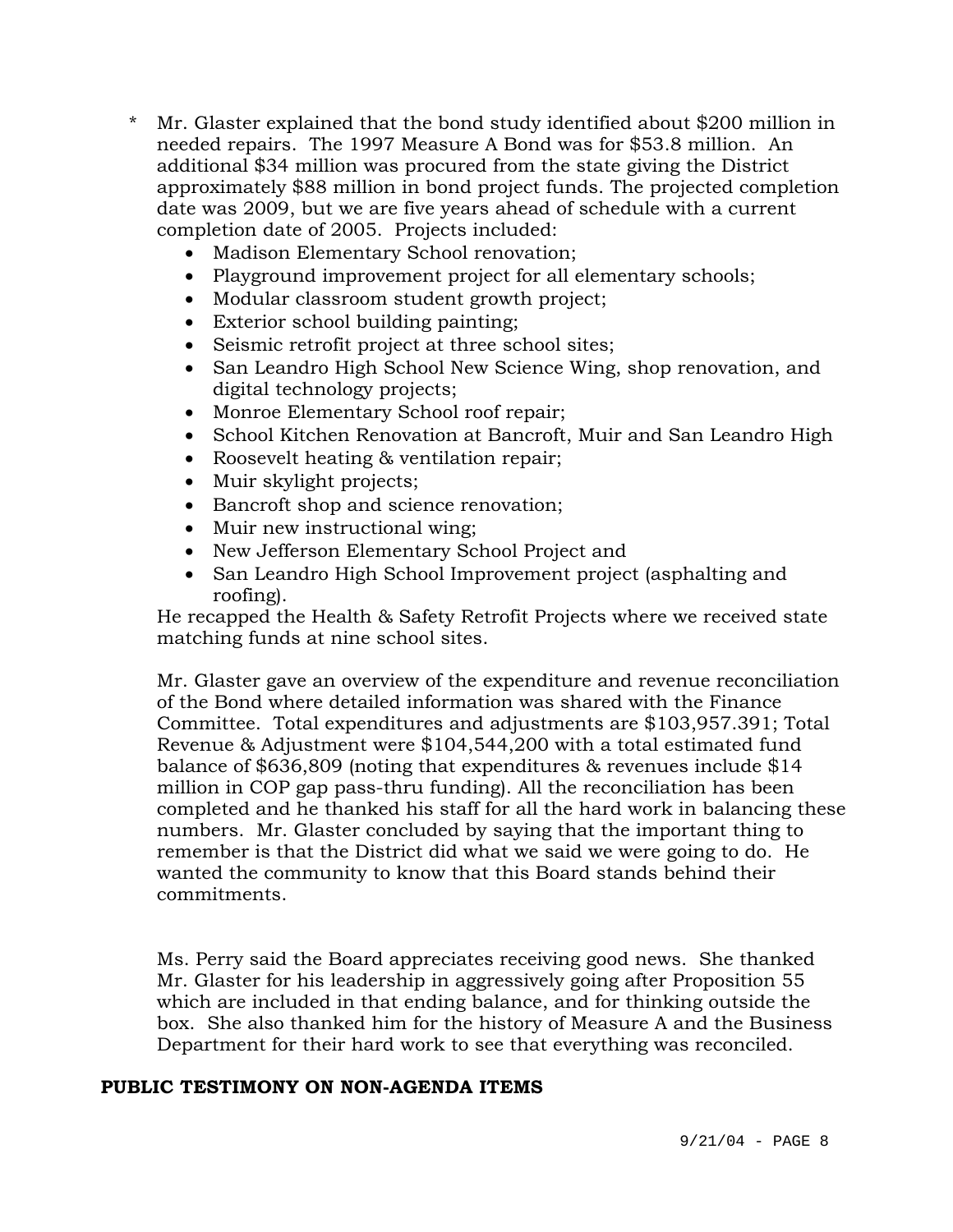* Mr. Glaster explained that the bond study identified about $200 million in needed repairs. The 1997 Measure A Bond was for $53.8 million. An additional $34 million was procured from the state giving the District approximately $88 million in bond project funds. The projected completion date was 2009, but we are five years ahead of schedule with a current completion date of 2005. Projects included:
    - Madison Elementary School renovation;
    - Playground improvement project for all elementary schools;
    - Modular classroom student growth project;
    - Exterior school building painting;
    - Seismic retrofit project at three school sites;
    - San Leandro High School New Science Wing, shop renovation, and digital technology projects;
    - Monroe Elementary School roof repair;
    - School Kitchen Renovation at Bancroft, Muir and San Leandro High
    - Roosevelt heating & ventilation repair;
    - Muir skylight projects;
    - Bancroft shop and science renovation;
    - Muir new instructional wing;
    - New Jefferson Elementary School Project and
    - San Leandro High School Improvement project (asphalting and roofing).

  He recapped the Health & Safety Retrofit Projects where we received state matching funds at nine school sites.

  Mr. Glaster gave an overview of the expenditure and revenue reconciliation of the Bond where detailed information was shared with the Finance Committee. Total expenditures and adjustments are $103,957.391; Total Revenue & Adjustment were $104,544,200 with a total estimated fund balance of $636,809 (noting that expenditures & revenues include $14 million in COP gap pass-thru funding). All the reconciliation has been completed and he thanked his staff for all the hard work in balancing these numbers. Mr. Glaster concluded by saying that the important thing to remember is that the District did what we said we were going to do. He wanted the community to know that this Board stands behind their commitments.

  Ms. Perry said the Board appreciates receiving good news. She thanked Mr. Glaster for his leadership in aggressively going after Proposition 55 which are included in that ending balance, and for thinking outside the box. She also thanked him for the history of Measure A and the Business Department for their hard work to see that everything was reconciled.

**PUBLIC TESTIMONY ON NON-AGENDA ITEMS**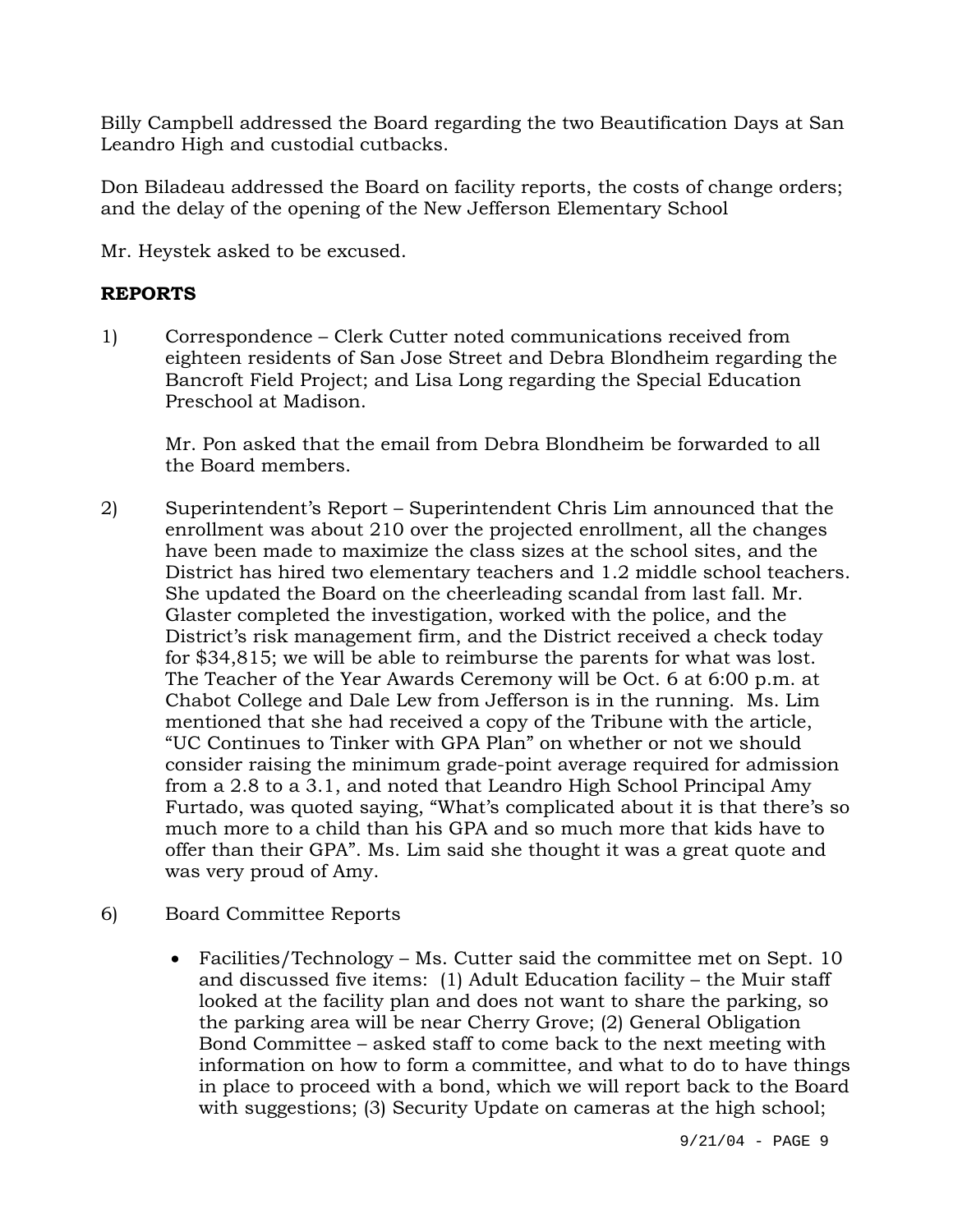Billy Campbell addressed the Board regarding the two Beautification Days at San Leandro High and custodial cutbacks.

Don Biladeau addressed the Board on facility reports, the costs of change orders; and the delay of the opening of the New Jefferson Elementary School

Mr. Heystek asked to be excused.

**REPORTS**

1) Correspondence – Clerk Cutter noted communications received from eighteen residents of San Jose Street and Debra Blondheim regarding the Bancroft Field Project; and Lisa Long regarding the Special Education Preschool at Madison.

   Mr. Pon asked that the email from Debra Blondheim be forwarded to all the Board members.

2) Superintendent's Report – Superintendent Chris Lim announced that the enrollment was about 210 over the projected enrollment, all the changes have been made to maximize the class sizes at the school sites, and the District has hired two elementary teachers and 1.2 middle school teachers. She updated the Board on the cheerleading scandal from last fall. Mr. Glaster completed the investigation, worked with the police, and the District's risk management firm, and the District received a check today for $34,815; we will be able to reimburse the parents for what was lost. The Teacher of the Year Awards Ceremony will be Oct. 6 at 6:00 p.m. at Chabot College and Dale Lew from Jefferson is in the running. Ms. Lim mentioned that she had received a copy of the Tribune with the article, "UC Continues to Tinker with GPA Plan" on whether or not we should consider raising the minimum grade-point average required for admission from a 2.8 to a 3.1, and noted that Leandro High School Principal Amy Furtado, was quoted saying, "What's complicated about it is that there's so much more to a child than his GPA and so much more that kids have to offer than their GPA". Ms. Lim said she thought it was a great quote and was very proud of Amy.

6) Board Committee Reports

   - Facilities/Technology – Ms. Cutter said the committee met on Sept. 10 and discussed five items: (1) Adult Education facility – the Muir staff looked at the facility plan and does not want to share the parking, so the parking area will be near Cherry Grove; (2) General Obligation Bond Committee – asked staff to come back to the next meeting with information on how to form a committee, and what to do to have things in place to proceed with a bond, which we will report back to the Board with suggestions; (3) Security Update on cameras at the high school;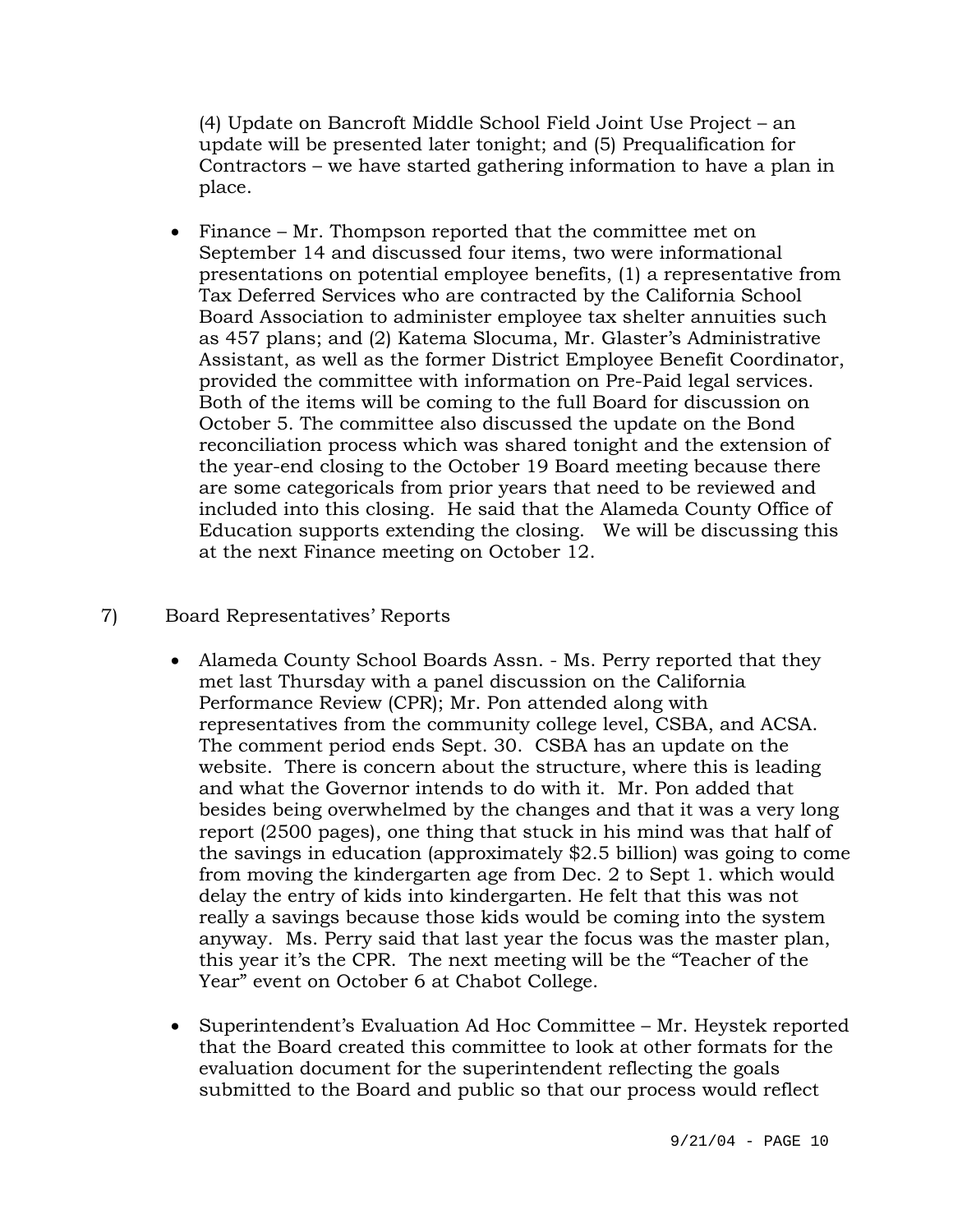(4) Update on Bancroft Middle School Field Joint Use Project – an update will be presented later tonight; and (5) Prequalification for Contractors – we have started gathering information to have a plan in place.

- Finance – Mr. Thompson reported that the committee met on September 14 and discussed four items, two were informational presentations on potential employee benefits, (1) a representative from Tax Deferred Services who are contracted by the California School Board Association to administer employee tax shelter annuities such as 457 plans; and (2) Katema Slocuma, Mr. Glaster's Administrative Assistant, as well as the former District Employee Benefit Coordinator, provided the committee with information on Pre-Paid legal services. Both of the items will be coming to the full Board for discussion on October 5. The committee also discussed the update on the Bond reconciliation process which was shared tonight and the extension of the year-end closing to the October 19 Board meeting because there are some categoricals from prior years that need to be reviewed and included into this closing. He said that the Alameda County Office of Education supports extending the closing. We will be discussing this at the next Finance meeting on October 12.

7) Board Representatives' Reports

- Alameda County School Boards Assn. - Ms. Perry reported that they met last Thursday with a panel discussion on the California Performance Review (CPR); Mr. Pon attended along with representatives from the community college level, CSBA, and ACSA. The comment period ends Sept. 30. CSBA has an update on the website. There is concern about the structure, where this is leading and what the Governor intends to do with it. Mr. Pon added that besides being overwhelmed by the changes and that it was a very long report (2500 pages), one thing that stuck in his mind was that half of the savings in education (approximately $2.5 billion) was going to come from moving the kindergarten age from Dec. 2 to Sept 1. which would delay the entry of kids into kindergarten. He felt that this was not really a savings because those kids would be coming into the system anyway. Ms. Perry said that last year the focus was the master plan, this year it's the CPR. The next meeting will be the "Teacher of the Year" event on October 6 at Chabot College.

- Superintendent's Evaluation Ad Hoc Committee – Mr. Heystek reported that the Board created this committee to look at other formats for the evaluation document for the superintendent reflecting the goals submitted to the Board and public so that our process would reflect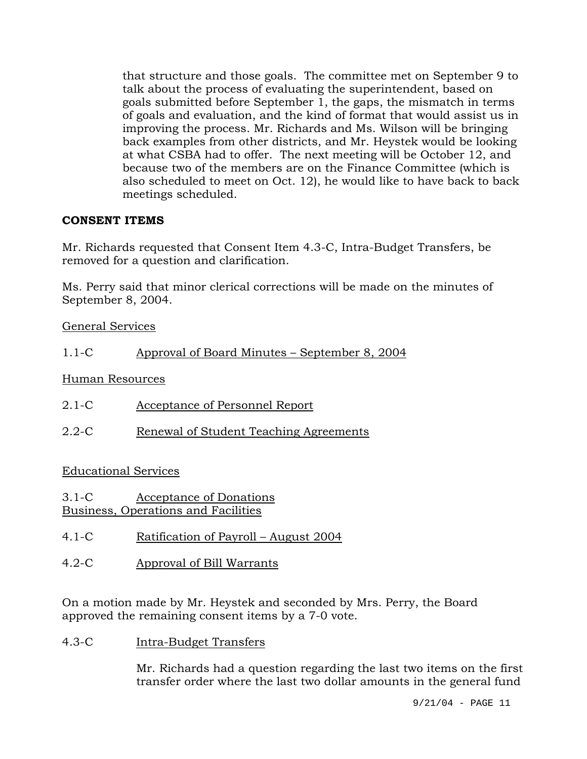that structure and those goals. The committee met on September 9 to talk about the process of evaluating the superintendent, based on goals submitted before September 1, the gaps, the mismatch in terms of goals and evaluation, and the kind of format that would assist us in improving the process. Mr. Richards and Ms. Wilson will be bringing back examples from other districts, and Mr. Heystek would be looking at what CSBA had to offer. The next meeting will be October 12, and because two of the members are on the Finance Committee (which is also scheduled to meet on Oct. 12), he would like to have back to back meetings scheduled.

**CONSENT ITEMS**

Mr. Richards requested that Consent Item 4.3-C, Intra-Budget Transfers, be removed for a question and clarification.

Ms. Perry said that minor clerical corrections will be made on the minutes of September 8, 2004.

General Services

1.1-C Approval of Board Minutes – September 8, 2004

Human Resources

2.1-C Acceptance of Personnel Report

2.2-C Renewal of Student Teaching Agreements

Educational Services

3.1-C Acceptance of Donations

Business, Operations and Facilities

4.1-C Ratification of Payroll – August 2004

4.2-C Approval of Bill Warrants

On a motion made by Mr. Heystek and seconded by Mrs. Perry, the Board approved the remaining consent items by a 7-0 vote.

4.3-C Intra-Budget Transfers

Mr. Richards had a question regarding the last two items on the first transfer order where the last two dollar amounts in the general fund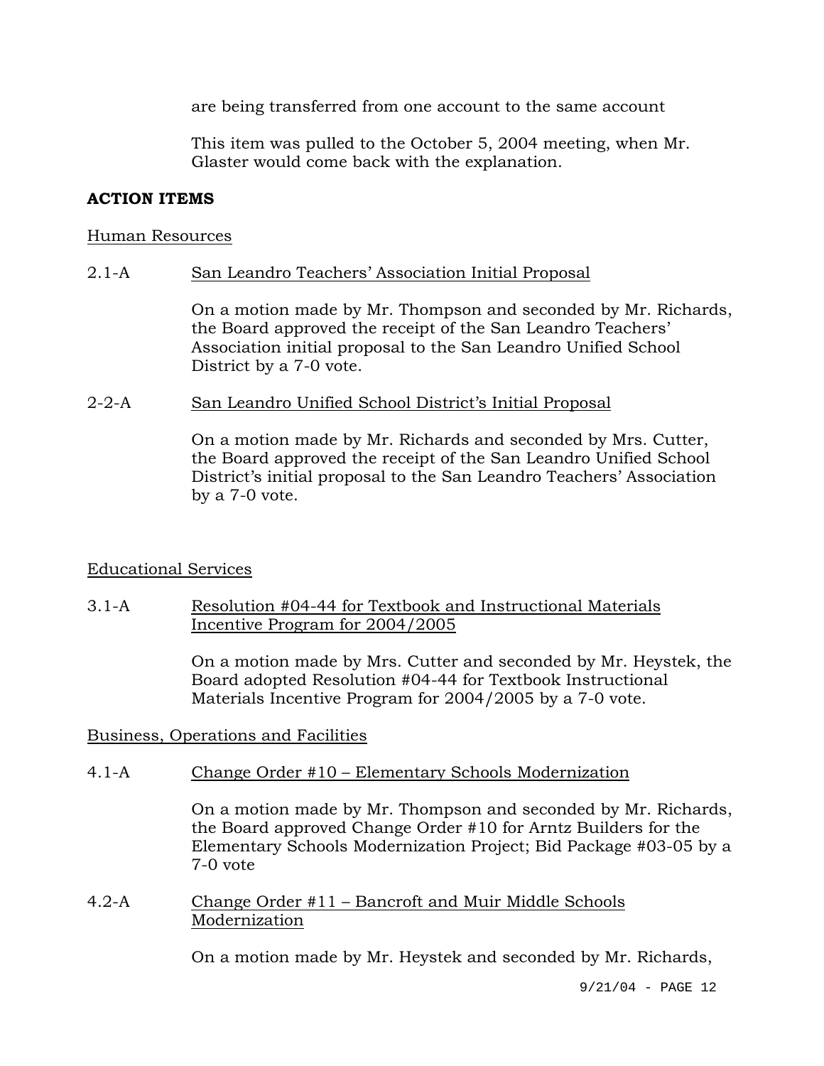are being transferred from one account to the same account

This item was pulled to the October 5, 2004 meeting, when Mr. Glaster would come back with the explanation.

**ACTION ITEMS**

Human Resources

2.1-A San Leandro Teachers' Association Initial Proposal

On a motion made by Mr. Thompson and seconded by Mr. Richards, the Board approved the receipt of the San Leandro Teachers' Association initial proposal to the San Leandro Unified School District by a 7-0 vote.

2-2-A San Leandro Unified School District's Initial Proposal

On a motion made by Mr. Richards and seconded by Mrs. Cutter, the Board approved the receipt of the San Leandro Unified School District's initial proposal to the San Leandro Teachers' Association by a 7-0 vote.

Educational Services

3.1-A Resolution #04-44 for Textbook and Instructional Materials Incentive Program for 2004/2005

On a motion made by Mrs. Cutter and seconded by Mr. Heystek, the Board adopted Resolution #04-44 for Textbook Instructional Materials Incentive Program for 2004/2005 by a 7-0 vote.

Business, Operations and Facilities

4.1-A Change Order #10 – Elementary Schools Modernization

On a motion made by Mr. Thompson and seconded by Mr. Richards, the Board approved Change Order #10 for Arntz Builders for the Elementary Schools Modernization Project; Bid Package #03-05 by a 7-0 vote

4.2-A Change Order #11 – Bancroft and Muir Middle Schools Modernization

On a motion made by Mr. Heystek and seconded by Mr. Richards,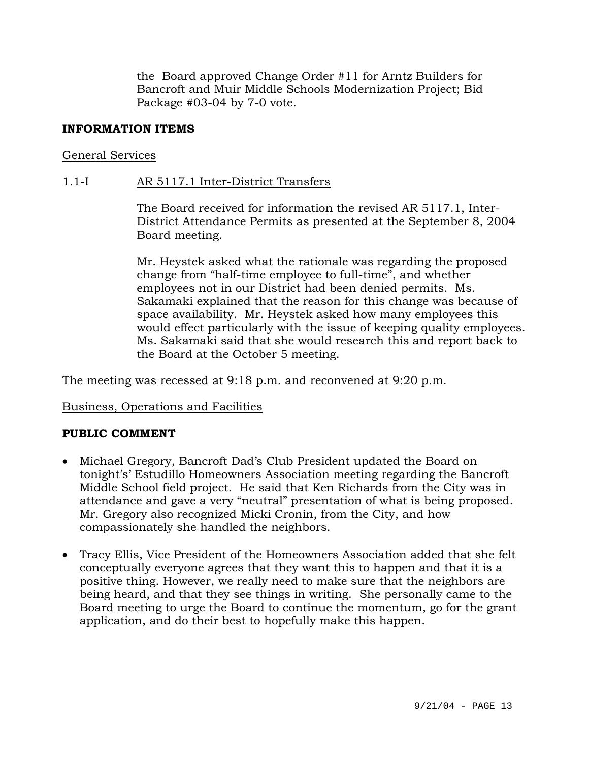the Board approved Change Order #11 for Arntz Builders for Bancroft and Muir Middle Schools Modernization Project; Bid Package #03-04 by 7-0 vote.

**INFORMATION ITEMS**

General Services

1.1-I AR 5117.1 Inter-District Transfers

The Board received for information the revised AR 5117.1, Inter-District Attendance Permits as presented at the September 8, 2004 Board meeting.

Mr. Heystek asked what the rationale was regarding the proposed change from "half-time employee to full-time", and whether employees not in our District had been denied permits. Ms. Sakamaki explained that the reason for this change was because of space availability. Mr. Heystek asked how many employees this would effect particularly with the issue of keeping quality employees. Ms. Sakamaki said that she would research this and report back to the Board at the October 5 meeting.

The meeting was recessed at 9:18 p.m. and reconvened at 9:20 p.m.

Business, Operations and Facilities

**PUBLIC COMMENT**

- Michael Gregory, Bancroft Dad's Club President updated the Board on tonight's' Estudillo Homeowners Association meeting regarding the Bancroft Middle School field project. He said that Ken Richards from the City was in attendance and gave a very "neutral" presentation of what is being proposed. Mr. Gregory also recognized Micki Cronin, from the City, and how compassionately she handled the neighbors.

- Tracy Ellis, Vice President of the Homeowners Association added that she felt conceptually everyone agrees that they want this to happen and that it is a positive thing. However, we really need to make sure that the neighbors are being heard, and that they see things in writing. She personally came to the Board meeting to urge the Board to continue the momentum, go for the grant application, and do their best to hopefully make this happen.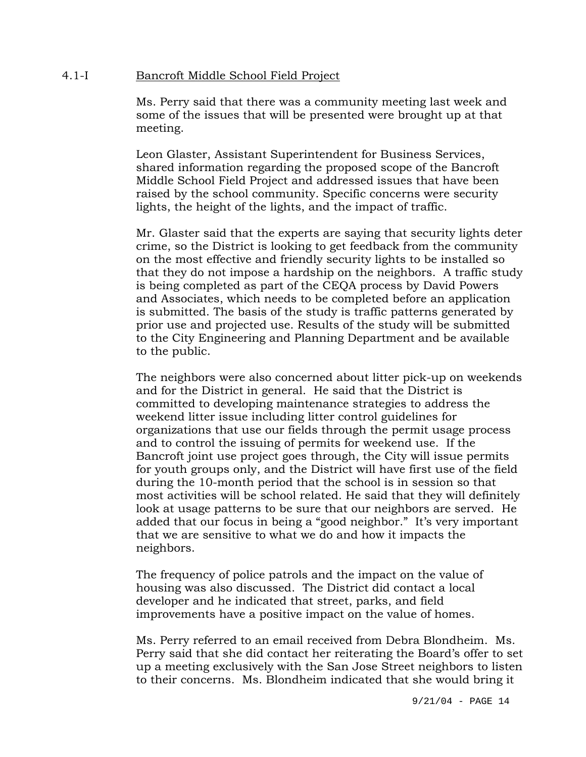4.1-I Bancroft Middle School Field Project

Ms. Perry said that there was a community meeting last week and some of the issues that will be presented were brought up at that meeting.

Leon Glaster, Assistant Superintendent for Business Services, shared information regarding the proposed scope of the Bancroft Middle School Field Project and addressed issues that have been raised by the school community. Specific concerns were security lights, the height of the lights, and the impact of traffic.

Mr. Glaster said that the experts are saying that security lights deter crime, so the District is looking to get feedback from the community on the most effective and friendly security lights to be installed so that they do not impose a hardship on the neighbors. A traffic study is being completed as part of the CEQA process by David Powers and Associates, which needs to be completed before an application is submitted. The basis of the study is traffic patterns generated by prior use and projected use. Results of the study will be submitted to the City Engineering and Planning Department and be available to the public.

The neighbors were also concerned about litter pick-up on weekends and for the District in general. He said that the District is committed to developing maintenance strategies to address the weekend litter issue including litter control guidelines for organizations that use our fields through the permit usage process and to control the issuing of permits for weekend use. If the Bancroft joint use project goes through, the City will issue permits for youth groups only, and the District will have first use of the field during the 10-month period that the school is in session so that most activities will be school related. He said that they will definitely look at usage patterns to be sure that our neighbors are served. He added that our focus in being a "good neighbor." It's very important that we are sensitive to what we do and how it impacts the neighbors.

The frequency of police patrols and the impact on the value of housing was also discussed. The District did contact a local developer and he indicated that street, parks, and field improvements have a positive impact on the value of homes.

Ms. Perry referred to an email received from Debra Blondheim. Ms. Perry said that she did contact her reiterating the Board's offer to set up a meeting exclusively with the San Jose Street neighbors to listen to their concerns. Ms. Blondheim indicated that she would bring it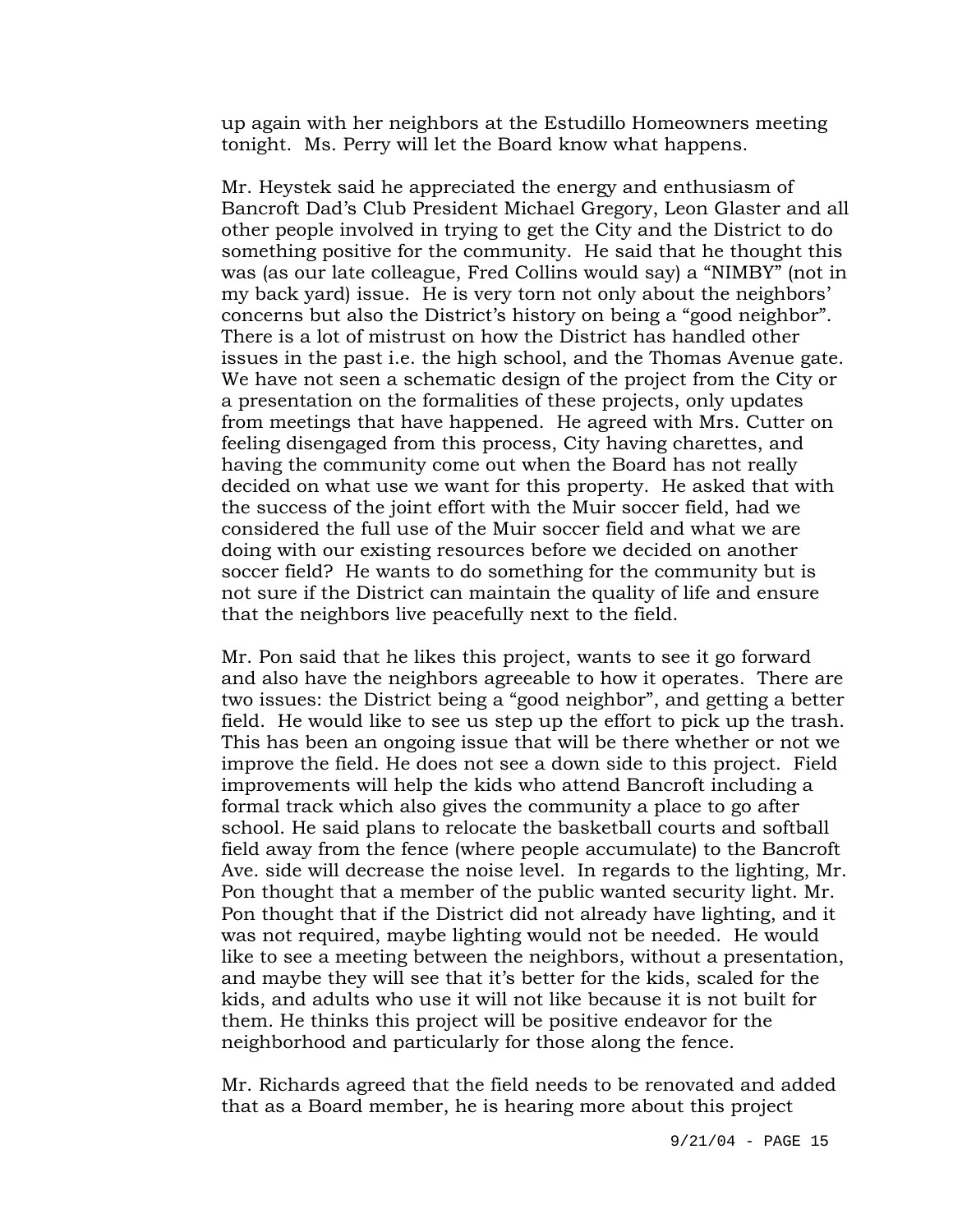up again with her neighbors at the Estudillo Homeowners meeting tonight. Ms. Perry will let the Board know what happens.

Mr. Heystek said he appreciated the energy and enthusiasm of Bancroft Dad's Club President Michael Gregory, Leon Glaster and all other people involved in trying to get the City and the District to do something positive for the community. He said that he thought this was (as our late colleague, Fred Collins would say) a "NIMBY" (not in my back yard) issue. He is very torn not only about the neighbors' concerns but also the District's history on being a "good neighbor". There is a lot of mistrust on how the District has handled other issues in the past i.e. the high school, and the Thomas Avenue gate. We have not seen a schematic design of the project from the City or a presentation on the formalities of these projects, only updates from meetings that have happened. He agreed with Mrs. Cutter on feeling disengaged from this process, City having charettes, and having the community come out when the Board has not really decided on what use we want for this property. He asked that with the success of the joint effort with the Muir soccer field, had we considered the full use of the Muir soccer field and what we are doing with our existing resources before we decided on another soccer field? He wants to do something for the community but is not sure if the District can maintain the quality of life and ensure that the neighbors live peacefully next to the field.

Mr. Pon said that he likes this project, wants to see it go forward and also have the neighbors agreeable to how it operates. There are two issues: the District being a "good neighbor", and getting a better field. He would like to see us step up the effort to pick up the trash. This has been an ongoing issue that will be there whether or not we improve the field. He does not see a down side to this project. Field improvements will help the kids who attend Bancroft including a formal track which also gives the community a place to go after school. He said plans to relocate the basketball courts and softball field away from the fence (where people accumulate) to the Bancroft Ave. side will decrease the noise level. In regards to the lighting, Mr. Pon thought that a member of the public wanted security light. Mr. Pon thought that if the District did not already have lighting, and it was not required, maybe lighting would not be needed. He would like to see a meeting between the neighbors, without a presentation, and maybe they will see that it's better for the kids, scaled for the kids, and adults who use it will not like because it is not built for them. He thinks this project will be positive endeavor for the neighborhood and particularly for those along the fence.

Mr. Richards agreed that the field needs to be renovated and added that as a Board member, he is hearing more about this project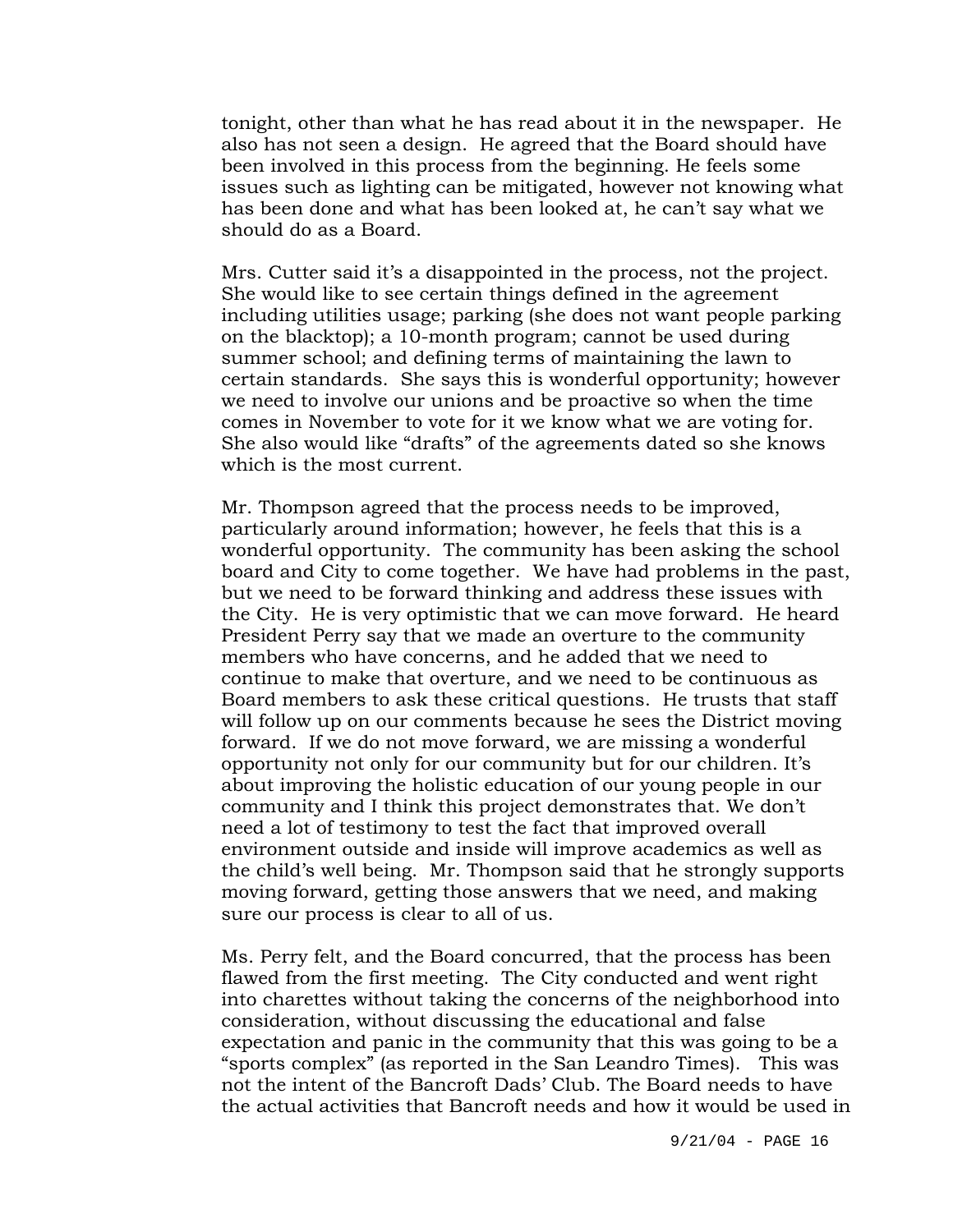tonight, other than what he has read about it in the newspaper. He also has not seen a design. He agreed that the Board should have been involved in this process from the beginning. He feels some issues such as lighting can be mitigated, however not knowing what has been done and what has been looked at, he can't say what we should do as a Board.

Mrs. Cutter said it's a disappointed in the process, not the project. She would like to see certain things defined in the agreement including utilities usage; parking (she does not want people parking on the blacktop); a 10-month program; cannot be used during summer school; and defining terms of maintaining the lawn to certain standards. She says this is wonderful opportunity; however we need to involve our unions and be proactive so when the time comes in November to vote for it we know what we are voting for. She also would like "drafts" of the agreements dated so she knows which is the most current.

Mr. Thompson agreed that the process needs to be improved, particularly around information; however, he feels that this is a wonderful opportunity. The community has been asking the school board and City to come together. We have had problems in the past, but we need to be forward thinking and address these issues with the City. He is very optimistic that we can move forward. He heard President Perry say that we made an overture to the community members who have concerns, and he added that we need to continue to make that overture, and we need to be continuous as Board members to ask these critical questions. He trusts that staff will follow up on our comments because he sees the District moving forward. If we do not move forward, we are missing a wonderful opportunity not only for our community but for our children. It's about improving the holistic education of our young people in our community and I think this project demonstrates that. We don't need a lot of testimony to test the fact that improved overall environment outside and inside will improve academics as well as the child's well being. Mr. Thompson said that he strongly supports moving forward, getting those answers that we need, and making sure our process is clear to all of us.

Ms. Perry felt, and the Board concurred, that the process has been flawed from the first meeting. The City conducted and went right into charettes without taking the concerns of the neighborhood into consideration, without discussing the educational and false expectation and panic in the community that this was going to be a "sports complex" (as reported in the San Leandro Times). This was not the intent of the Bancroft Dads' Club. The Board needs to have the actual activities that Bancroft needs and how it would be used in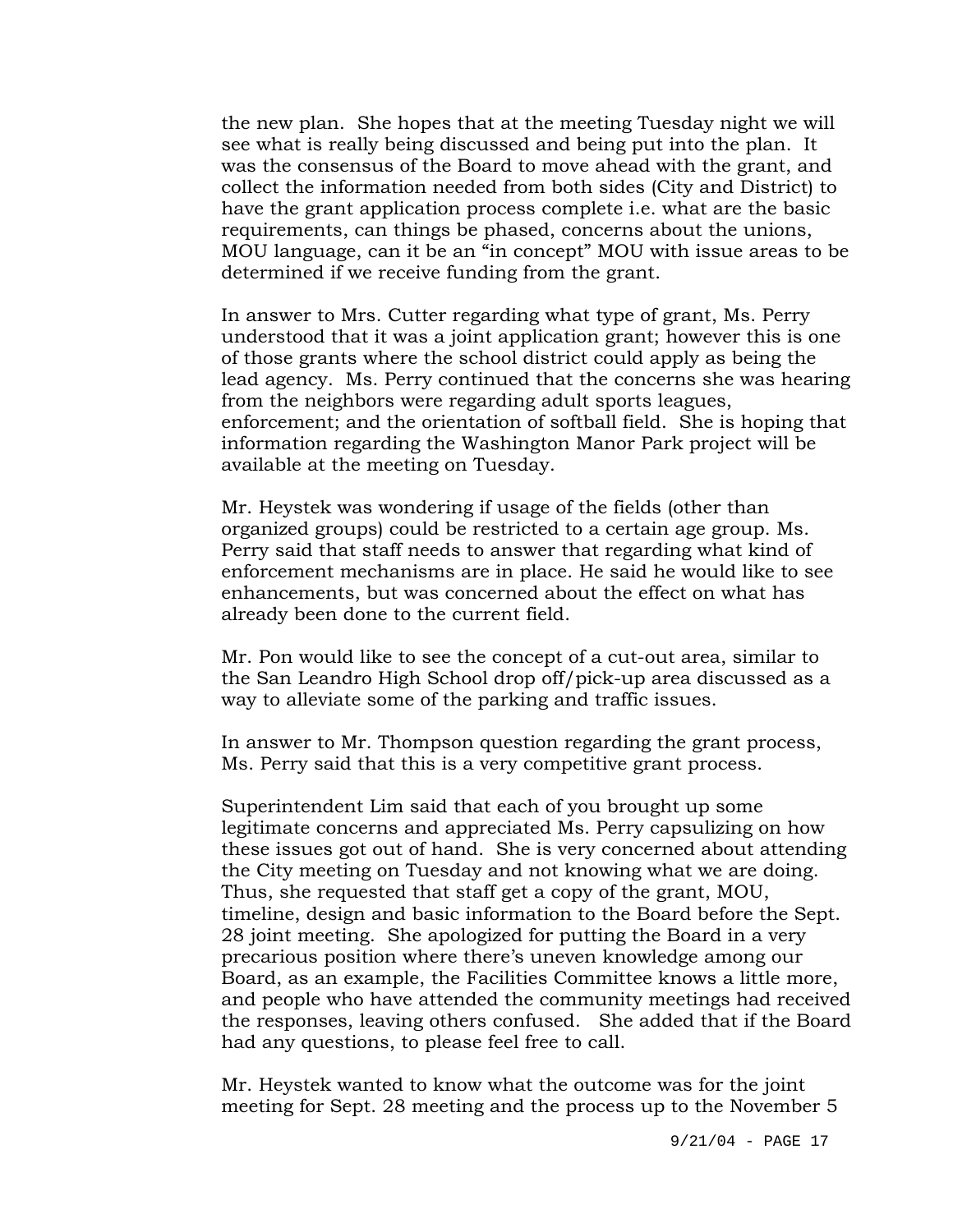the new plan. She hopes that at the meeting Tuesday night we will see what is really being discussed and being put into the plan. It was the consensus of the Board to move ahead with the grant, and collect the information needed from both sides (City and District) to have the grant application process complete i.e. what are the basic requirements, can things be phased, concerns about the unions, MOU language, can it be an "in concept" MOU with issue areas to be determined if we receive funding from the grant.

In answer to Mrs. Cutter regarding what type of grant, Ms. Perry understood that it was a joint application grant; however this is one of those grants where the school district could apply as being the lead agency. Ms. Perry continued that the concerns she was hearing from the neighbors were regarding adult sports leagues, enforcement; and the orientation of softball field. She is hoping that information regarding the Washington Manor Park project will be available at the meeting on Tuesday.

Mr. Heystek was wondering if usage of the fields (other than organized groups) could be restricted to a certain age group. Ms. Perry said that staff needs to answer that regarding what kind of enforcement mechanisms are in place. He said he would like to see enhancements, but was concerned about the effect on what has already been done to the current field.

Mr. Pon would like to see the concept of a cut-out area, similar to the San Leandro High School drop off/pick-up area discussed as a way to alleviate some of the parking and traffic issues.

In answer to Mr. Thompson question regarding the grant process, Ms. Perry said that this is a very competitive grant process.

Superintendent Lim said that each of you brought up some legitimate concerns and appreciated Ms. Perry capsulizing on how these issues got out of hand. She is very concerned about attending the City meeting on Tuesday and not knowing what we are doing. Thus, she requested that staff get a copy of the grant, MOU, timeline, design and basic information to the Board before the Sept. 28 joint meeting. She apologized for putting the Board in a very precarious position where there's uneven knowledge among our Board, as an example, the Facilities Committee knows a little more, and people who have attended the community meetings had received the responses, leaving others confused. She added that if the Board had any questions, to please feel free to call.

Mr. Heystek wanted to know what the outcome was for the joint meeting for Sept. 28 meeting and the process up to the November 5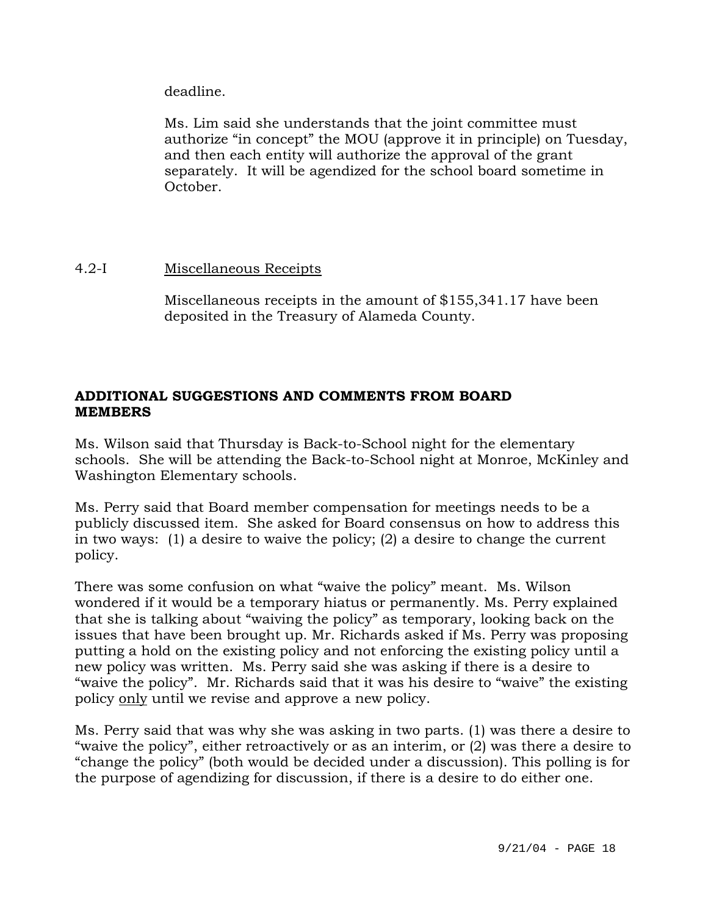deadline.

Ms. Lim said she understands that the joint committee must authorize "in concept" the MOU (approve it in principle) on Tuesday, and then each entity will authorize the approval of the grant separately. It will be agendized for the school board sometime in October.

4.2-I Miscellaneous Receipts

Miscellaneous receipts in the amount of $155,341.17 have been deposited in the Treasury of Alameda County.

**ADDITIONAL SUGGESTIONS AND COMMENTS FROM BOARD MEMBERS**

Ms. Wilson said that Thursday is Back-to-School night for the elementary schools. She will be attending the Back-to-School night at Monroe, McKinley and Washington Elementary schools.

Ms. Perry said that Board member compensation for meetings needs to be a publicly discussed item. She asked for Board consensus on how to address this in two ways: (1) a desire to waive the policy; (2) a desire to change the current policy.

There was some confusion on what "waive the policy" meant. Ms. Wilson wondered if it would be a temporary hiatus or permanently. Ms. Perry explained that she is talking about "waiving the policy" as temporary, looking back on the issues that have been brought up. Mr. Richards asked if Ms. Perry was proposing putting a hold on the existing policy and not enforcing the existing policy until a new policy was written. Ms. Perry said she was asking if there is a desire to "waive the policy". Mr. Richards said that it was his desire to "waive" the existing policy <u>only</u> until we revise and approve a new policy.

Ms. Perry said that was why she was asking in two parts. (1) was there a desire to "waive the policy", either retroactively or as an interim, or (2) was there a desire to "change the policy" (both would be decided under a discussion). This polling is for the purpose of agendizing for discussion, if there is a desire to do either one.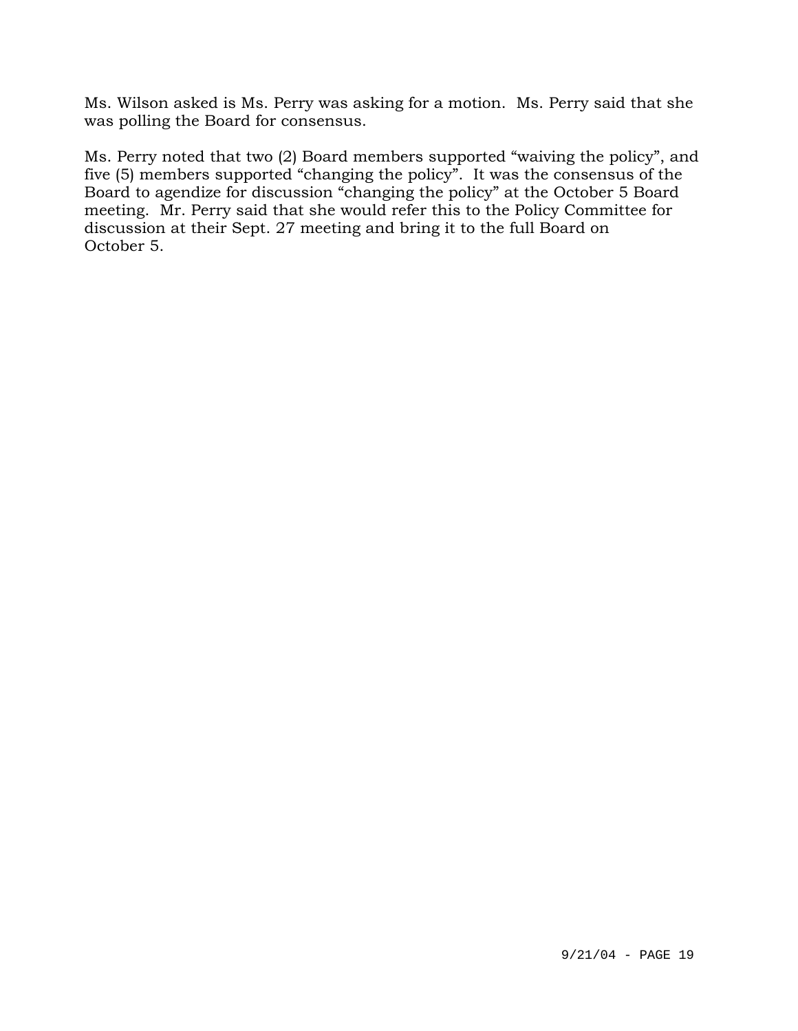Ms. Wilson asked is Ms. Perry was asking for a motion. Ms. Perry said that she was polling the Board for consensus.

Ms. Perry noted that two (2) Board members supported "waiving the policy", and five (5) members supported "changing the policy". It was the consensus of the Board to agendize for discussion "changing the policy" at the October 5 Board meeting. Mr. Perry said that she would refer this to the Policy Committee for discussion at their Sept. 27 meeting and bring it to the full Board on October 5.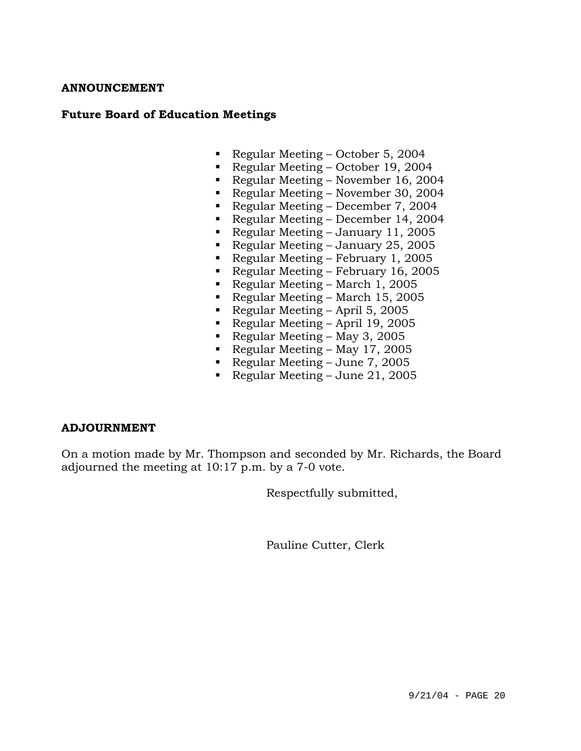**ANNOUNCEMENT**

**Future Board of Education Meetings**

- Regular Meeting – October 5, 2004
- Regular Meeting – October 19, 2004
- Regular Meeting – November 16, 2004
- Regular Meeting – November 30, 2004
- Regular Meeting – December 7, 2004
- Regular Meeting – December 14, 2004
- Regular Meeting – January 11, 2005
- Regular Meeting – January 25, 2005
- Regular Meeting – February 1, 2005
- Regular Meeting – February 16, 2005
- Regular Meeting – March 1, 2005
- Regular Meeting – March 15, 2005
- Regular Meeting – April 5, 2005
- Regular Meeting – April 19, 2005
- Regular Meeting – May 3, 2005
- Regular Meeting – May 17, 2005
- Regular Meeting – June 7, 2005
- Regular Meeting – June 21, 2005

**ADJOURNMENT**

On a motion made by Mr. Thompson and seconded by Mr. Richards, the Board adjourned the meeting at 10:17 p.m. by a 7-0 vote.

Respectfully submitted,

Pauline Cutter, Clerk